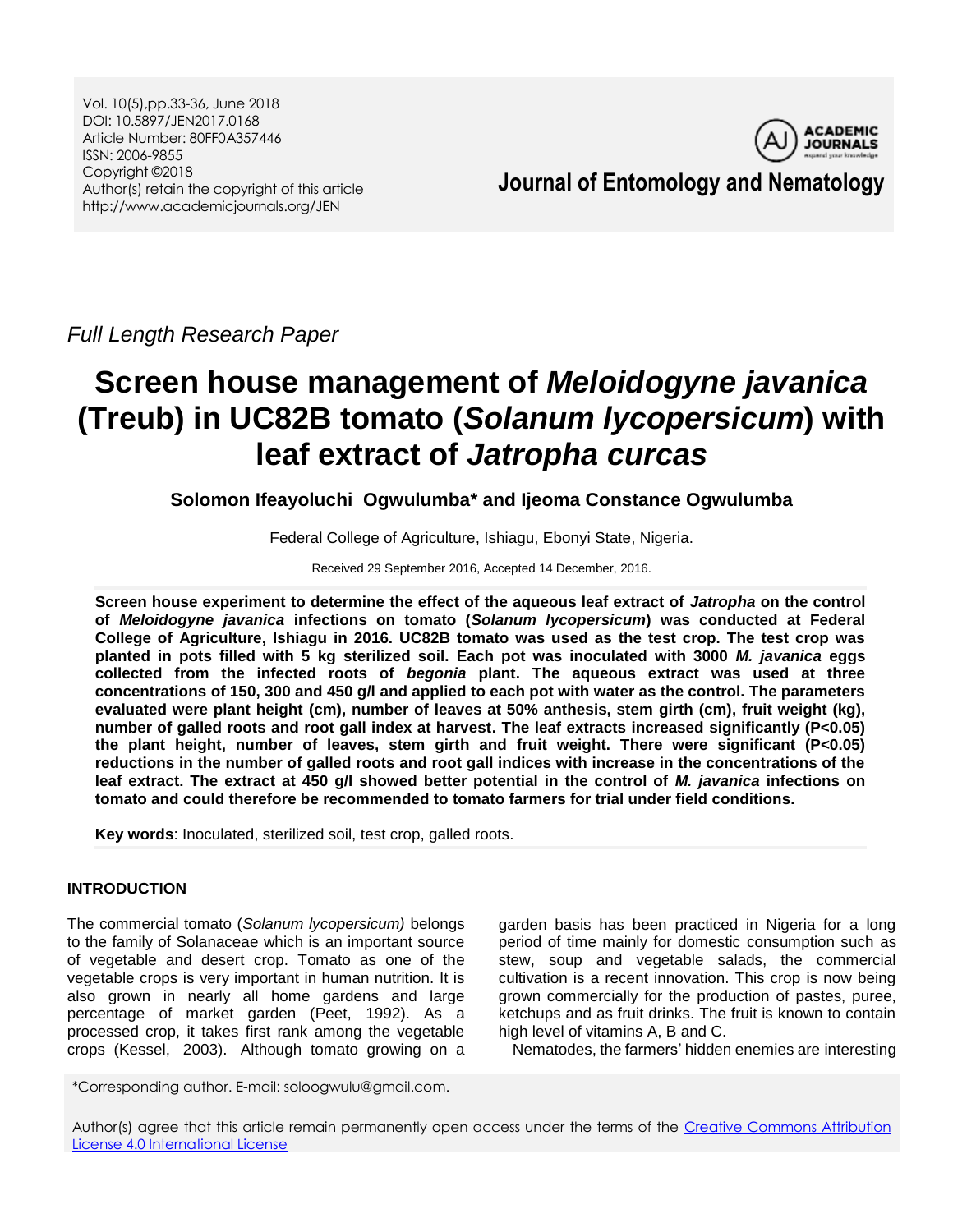*Full Length Research Paper*

# Screen house management of *Meloidogyne javanica* (Treub) in UC82B tomato (*Solanum lycopersicum*) with leaf extract of *Jatropha curcas*

**Solomon Ifeayoluchi Ogwulumba\* and Ijeoma Constance Ogwulumba**

Federal College of Agriculture, Ishiagu, Ebonyi State, Nigeria.

Received 29 September 2016, Accepted 14 December, 2016.

**Screen house experiment to determine the effect of the aqueous leaf extract of *Jatropha* on the control of *Meloidogyne javanica* infections on tomato (*Solanum lycopersicum*) was conducted at Federal College of Agriculture, Ishiagu in 2016. UC82B tomato was used as the test crop. The test crop was planted in pots filled with 5 kg sterilized soil. Each pot was inoculated with 3000 *M. javanica* eggs collected from the infected roots of *begonia* plant. The aqueous extract was used at three concentrations of 150, 300 and 450 g/l and applied to each pot with water as the control. The parameters evaluated were plant height (cm), number of leaves at 50% anthesis, stem girth (cm), fruit weight (kg), number of galled roots and root gall index at harvest. The leaf extracts increased significantly (P<0.05) the plant height, number of leaves, stem girth and fruit weight. There were significant (P<0.05) reductions in the number of galled roots and root gall indices with increase in the concentrations of the leaf extract. The extract at 450 g/l showed better potential in the control of *M. javanica* infections on tomato and could therefore be recommended to tomato farmers for trial under field conditions.**

**Key words**: Inoculated, sterilized soil, test crop, galled roots.

## INTRODUCTION

The commercial tomato (*Solanum lycopersicum)* belongs to the family of Solanaceae which is an important source of vegetable and desert crop. Tomato as one of the vegetable crops is very important in human nutrition. It is also grown in nearly all home gardens and large percentage of market garden (Peet, 1992). As a processed crop, it takes first rank among the vegetable crops (Kessel, 2003). Although tomato growing on a garden basis has been practiced in Nigeria for a long period of time mainly for domestic consumption such as stew, soup and vegetable salads, the commercial cultivation is a recent innovation. This crop is now being grown commercially for the production of pastes, puree, ketchups and as fruit drinks. The fruit is known to contain high level of vitamins A, B and C.

Nematodes, the farmers' hidden enemies are interesting

\*Corresponding author. E-mail: soloogwulu@gmail.com.

Author(s) agree that this article remain permanently open access under the terms of the Creative Commons Attribution License 4.0 International License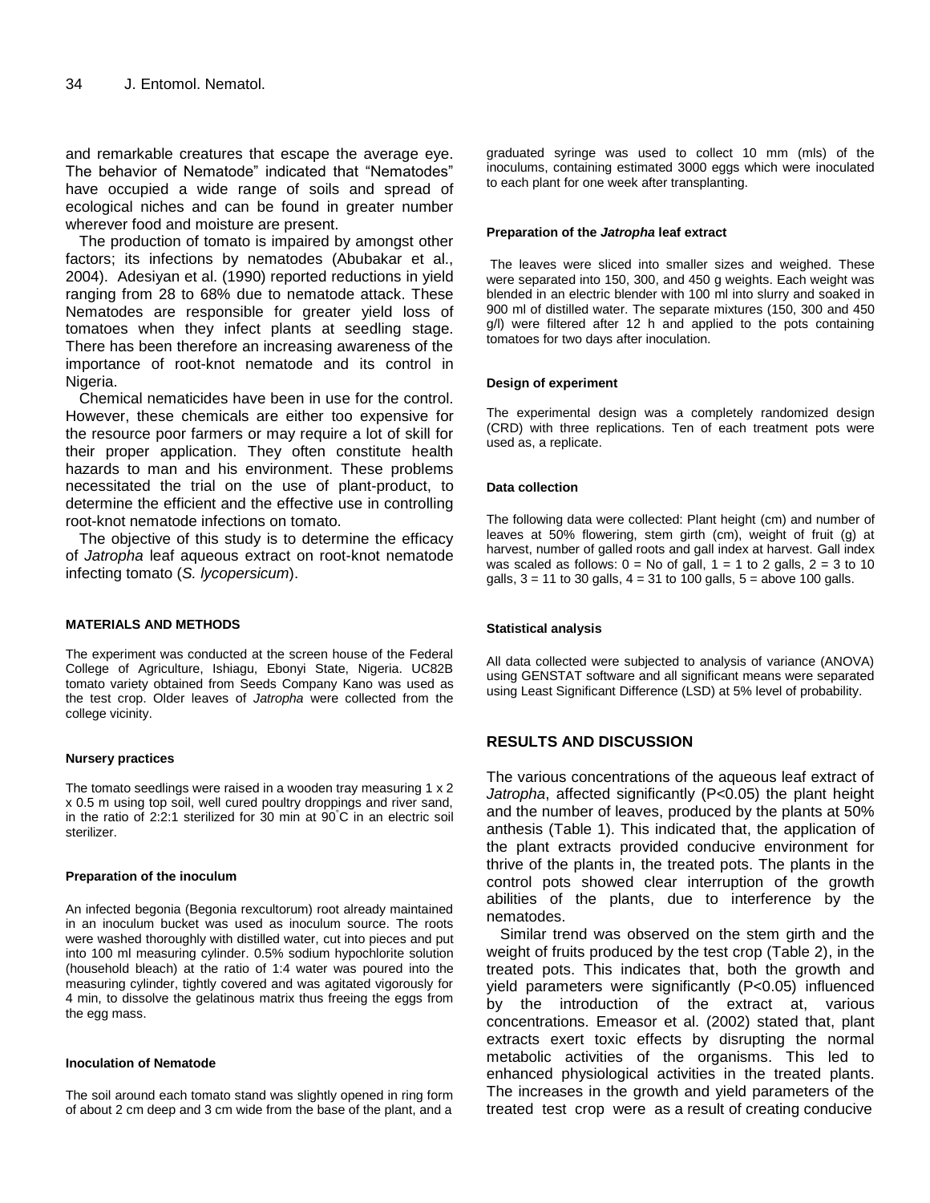and remarkable creatures that escape the average eye. The behavior of Nematode" indicated that "Nematodes" have occupied a wide range of soils and spread of ecological niches and can be found in greater number wherever food and moisture are present.

The production of tomato is impaired by amongst other factors; its infections by nematodes (Abubakar et al., 2004). Adesiyan et al. (1990) reported reductions in yield ranging from 28 to 68% due to nematode attack. These Nematodes are responsible for greater yield loss of tomatoes when they infect plants at seedling stage. There has been therefore an increasing awareness of the importance of root-knot nematode and its control in Nigeria.

Chemical nematicides have been in use for the control. However, these chemicals are either too expensive for the resource poor farmers or may require a lot of skill for their proper application. They often constitute health hazards to man and his environment. These problems necessitated the trial on the use of plant-product, to determine the efficient and the effective use in controlling root-knot nematode infections on tomato.

The objective of this study is to determine the efficacy of *Jatropha* leaf aqueous extract on root-knot nematode infecting tomato (*S. lycopersicum*).

## MATERIALS AND METHODS

The experiment was conducted at the screen house of the Federal College of Agriculture, Ishiagu, Ebonyi State, Nigeria. UC82B tomato variety obtained from Seeds Company Kano was used as the test crop. Older leaves of *Jatropha* were collected from the college vicinity.

### Nursery practices

The tomato seedlings were raised in a wooden tray measuring 1 x 2 x 0.5 m using top soil, well cured poultry droppings and river sand, in the ratio of 2:2:1 sterilized for 30 min at 90°C in an electric soil sterilizer.

### Preparation of the inoculum

An infected begonia (Begonia rexcultorum) root already maintained in an inoculum bucket was used as inoculum source. The roots were washed thoroughly with distilled water, cut into pieces and put into 100 ml measuring cylinder. 0.5% sodium hypochlorite solution (household bleach) at the ratio of 1:4 water was poured into the measuring cylinder, tightly covered and was agitated vigorously for 4 min, to dissolve the gelatinous matrix thus freeing the eggs from the egg mass.

### Inoculation of Nematode

The soil around each tomato stand was slightly opened in ring form of about 2 cm deep and 3 cm wide from the base of the plant, and a graduated syringe was used to collect 10 mm (mls) of the inoculums, containing estimated 3000 eggs which were inoculated to each plant for one week after transplanting.

### Preparation of the *Jatropha* leaf extract

The leaves were sliced into smaller sizes and weighed. These were separated into 150, 300, and 450 g weights. Each weight was blended in an electric blender with 100 ml into slurry and soaked in 900 ml of distilled water. The separate mixtures (150, 300 and 450 g/l) were filtered after 12 h and applied to the pots containing tomatoes for two days after inoculation.

### Design of experiment

The experimental design was a completely randomized design (CRD) with three replications. Ten of each treatment pots were used as, a replicate.

### Data collection

The following data were collected: Plant height (cm) and number of leaves at 50% flowering, stem girth (cm), weight of fruit (g) at harvest, number of galled roots and gall index at harvest. Gall index was scaled as follows: 0 = No of gall, 1 = 1 to 2 galls, 2 = 3 to 10 galls, 3 = 11 to 30 galls, 4 = 31 to 100 galls, 5 = above 100 galls.

### Statistical analysis

All data collected were subjected to analysis of variance (ANOVA) using GENSTAT software and all significant means were separated using Least Significant Difference (LSD) at 5% level of probability.

## RESULTS AND DISCUSSION

The various concentrations of the aqueous leaf extract of *Jatropha*, affected significantly ($P<0.05$) the plant height and the number of leaves, produced by the plants at 50% anthesis (Table 1). This indicated that, the application of the plant extracts provided conducive environment for thrive of the plants in, the treated pots. The plants in the control pots showed clear interruption of the growth abilities of the plants, due to interference by the nematodes.

Similar trend was observed on the stem girth and the weight of fruits produced by the test crop (Table 2), in the treated pots. This indicates that, both the growth and yield parameters were significantly ($P<0.05$) influenced by the introduction of the extract at, various concentrations. Emeasor et al. (2002) stated that, plant extracts exert toxic effects by disrupting the normal metabolic activities of the organisms. This led to enhanced physiological activities in the treated plants. The increases in the growth and yield parameters of the treated test crop were as a result of creating conducive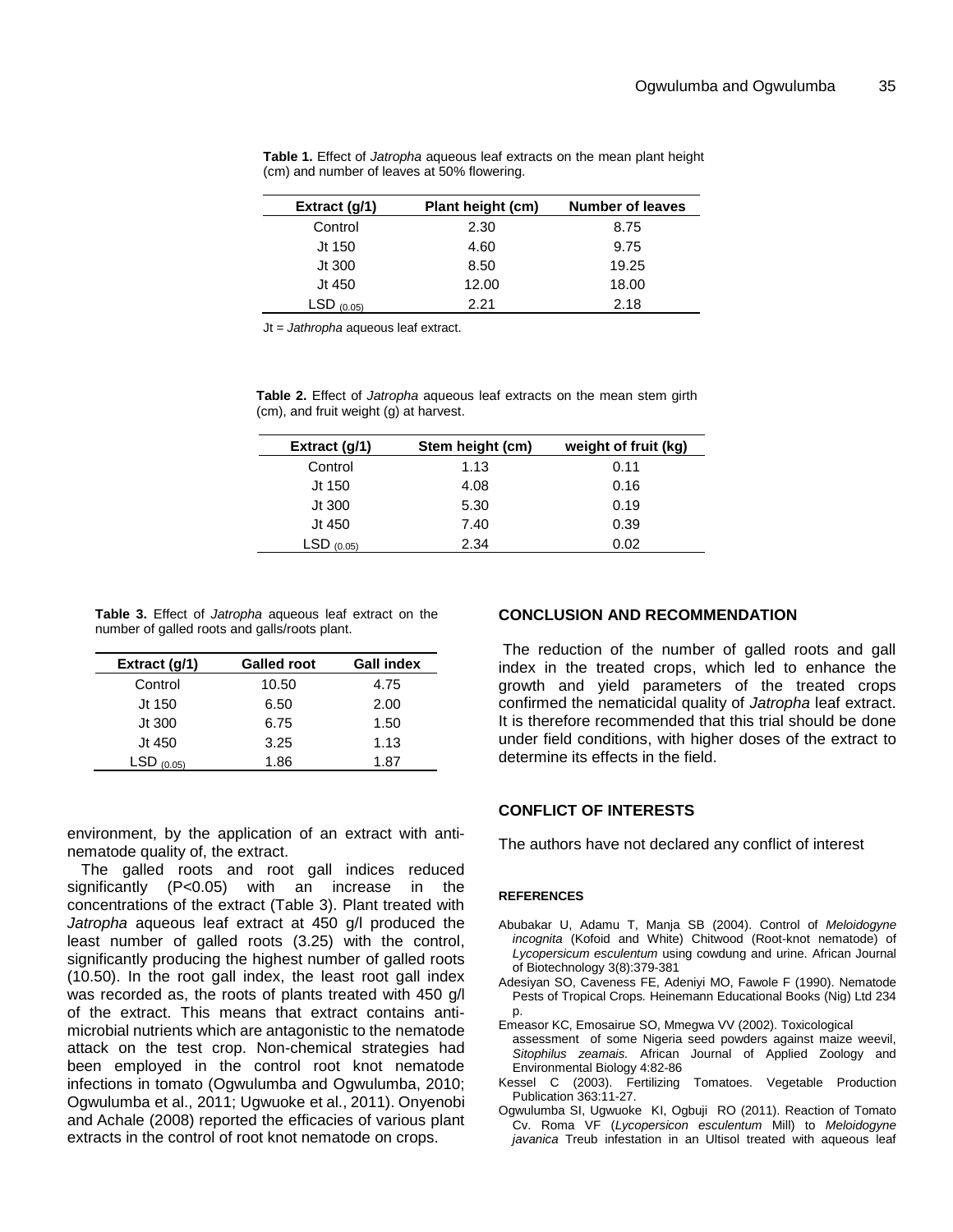**Table 1.** Effect of *Jatropha* aqueous leaf extracts on the mean plant height (cm) and number of leaves at 50% flowering.

| Extract (g/1) | Plant height (cm) | Number of leaves |
|---|---|---|
| Control | 2.30 | 8.75 |
| Jt 150 | 4.60 | 9.75 |
| Jt 300 | 8.50 | 19.25 |
| Jt 450 | 12.00 | 18.00 |
| $LSD_{(0.05)}$ | 2.21 | 2.18 |

Jt = *Jathropha* aqueous leaf extract.

**Table 2.** Effect of *Jatropha* aqueous leaf extracts on the mean stem girth (cm), and fruit weight (g) at harvest.

| Extract (g/1) | Stem height (cm) | weight of fruit (kg) |
|---|---|---|
| Control | 1.13 | 0.11 |
| Jt 150 | 4.08 | 0.16 |
| Jt 300 | 5.30 | 0.19 |
| Jt 450 | 7.40 | 0.39 |
| $LSD_{(0.05)}$ | 2.34 | 0.02 |

**Table 3.** Effect of *Jatropha* aqueous leaf extract on the number of galled roots and galls/roots plant.

| Extract (g/1) | Galled root | Gall index |
|---|---|---|
| Control | 10.50 | 4.75 |
| Jt 150 | 6.50 | 2.00 |
| Jt 300 | 6.75 | 1.50 |
| Jt 450 | 3.25 | 1.13 |
| $LSD_{(0.05)}$ | 1.86 | 1.87 |

environment, by the application of an extract with anti-nematode quality of, the extract.

The galled roots and root gall indices reduced significantly ($P<0.05$) with an increase in the concentrations of the extract (Table 3). Plant treated with *Jatropha* aqueous leaf extract at 450 g/l produced the least number of galled roots (3.25) with the control, significantly producing the highest number of galled roots (10.50). In the root gall index, the least root gall index was recorded as, the roots of plants treated with 450 g/l of the extract. This means that extract contains anti-microbial nutrients which are antagonistic to the nematode attack on the test crop. Non-chemical strategies had been employed in the control root knot nematode infections in tomato (Ogwulumba and Ogwulumba, 2010; Ogwulumba et al., 2011; Ugwuoke et al., 2011). Onyenobi and Achale (2008) reported the efficacies of various plant extracts in the control of root knot nematode on crops.

## CONCLUSION AND RECOMMENDATION

The reduction of the number of galled roots and gall index in the treated crops, which led to enhance the growth and yield parameters of the treated crops confirmed the nematicidal quality of *Jatropha* leaf extract. It is therefore recommended that this trial should be done under field conditions, with higher doses of the extract to determine its effects in the field.

## CONFLICT OF INTERESTS

The authors have not declared any conflict of interest

## REFERENCES

Abubakar U, Adamu T, Manja SB (2004). Control of *Meloidogyne incognita* (Kofoid and White) Chitwood (Root-knot nematode) of *Lycopersicum esculentum* using cowdung and urine. African Journal of Biotechnology 3(8):379-381

Adesiyan SO, Caveness FE, Adeniyi MO, Fawole F (1990). Nematode Pests of Tropical Crops. Heinemann Educational Books (Nig) Ltd 234 p.

Emeasor KC, Emosairue SO, Mmegwa VV (2002). Toxicological assessment of some Nigeria seed powders against maize weevil, *Sitophilus zeamais*. African Journal of Applied Zoology and Environmental Biology 4:82-86

Kessel C (2003). Fertilizing Tomatoes. Vegetable Production Publication 363:11-27.

Ogwulumba SI, Ugwuoke KI, Ogbuji RO (2011). Reaction of Tomato Cv. Roma VF (*Lycopersicon esculentum* Mill) to *Meloidogyne javanica* Treub infestation in an Ultisol treated with aqueous leaf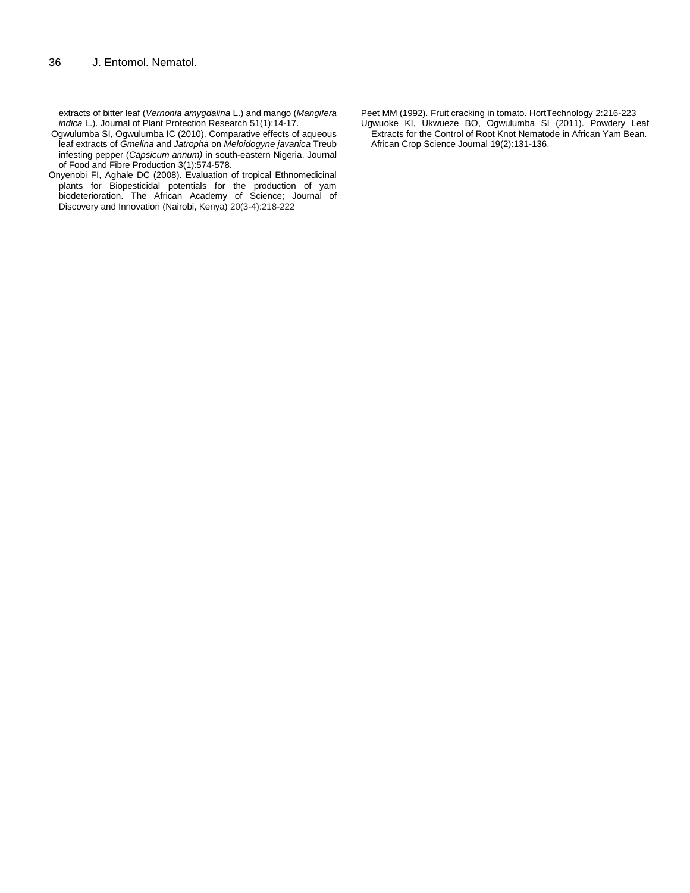extracts of bitter leaf (*Vernonia amygdalina* L.) and mango (*Mangifera indica* L.). Journal of Plant Protection Research 51(1):14-17.

Ogwulumba SI, Ogwulumba IC (2010). Comparative effects of aqueous leaf extracts of *Gmelina* and *Jatropha* on *Meloidogyne javanica* Treub infesting pepper (*Capsicum annum)* in south-eastern Nigeria. Journal of Food and Fibre Production 3(1):574-578.

Onyenobi FI, Aghale DC (2008). Evaluation of tropical Ethnomedicinal plants for Biopesticidal potentials for the production of yam biodeterioration. The African Academy of Science; Journal of Discovery and Innovation (Nairobi, Kenya) 20(3-4):218-222

Peet MM (1992). Fruit cracking in tomato. HortTechnology 2:216-223

Ugwuoke KI, Ukwueze BO, Ogwulumba SI (2011). Powdery Leaf Extracts for the Control of Root Knot Nematode in African Yam Bean. African Crop Science Journal 19(2):131-136.